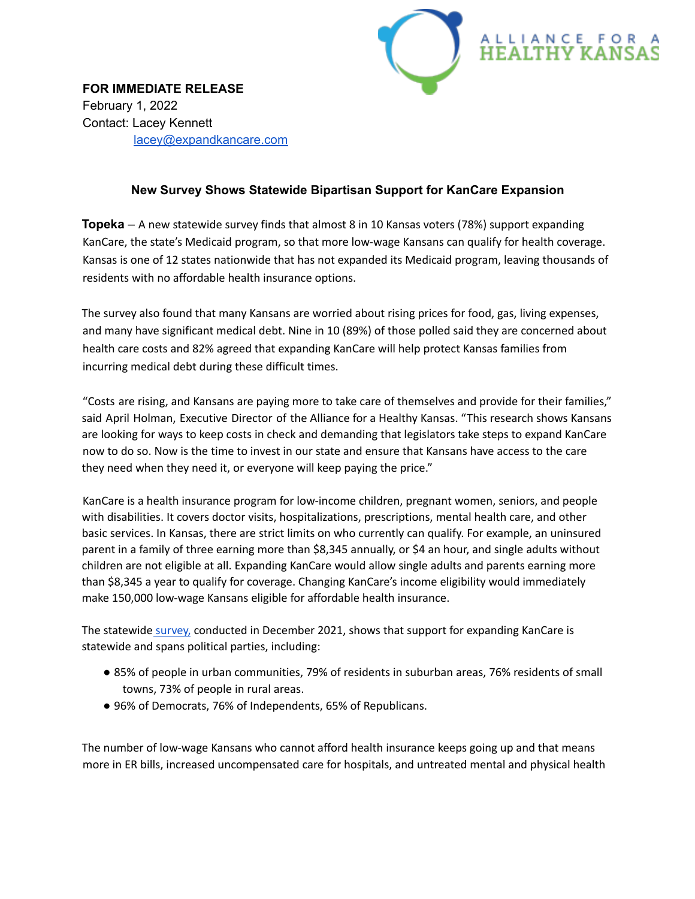**FOR IMMEDIATE RELEASE**
February 1, 2022
Contact: Lacey Kennett
lacey@expandkancare.com

### New Survey Shows Statewide Bipartisan Support for KanCare Expansion

**Topeka** – A new statewide survey finds that almost 8 in 10 Kansas voters (78%) support expanding KanCare, the state's Medicaid program, so that more low-wage Kansans can qualify for health coverage. Kansas is one of 12 states nationwide that has not expanded its Medicaid program, leaving thousands of residents with no affordable health insurance options.

The survey also found that many Kansans are worried about rising prices for food, gas, living expenses, and many have significant medical debt. Nine in 10 (89%) of those polled said they are concerned about health care costs and 82% agreed that expanding KanCare will help protect Kansas families from incurring medical debt during these difficult times.

"Costs are rising, and Kansans are paying more to take care of themselves and provide for their families," said April Holman, Executive Director of the Alliance for a Healthy Kansas. "This research shows Kansans are looking for ways to keep costs in check and demanding that legislators take steps to expand KanCare now to do so. Now is the time to invest in our state and ensure that Kansans have access to the care they need when they need it, or everyone will keep paying the price."

KanCare is a health insurance program for low-income children, pregnant women, seniors, and people with disabilities. It covers doctor visits, hospitalizations, prescriptions, mental health care, and other basic services. In Kansas, there are strict limits on who currently can qualify. For example, an uninsured parent in a family of three earning more than $8,345 annually, or $4 an hour, and single adults without children are not eligible at all. Expanding KanCare would allow single adults and parents earning more than $8,345 a year to qualify for coverage. Changing KanCare's income eligibility would immediately make 150,000 low-wage Kansans eligible for affordable health insurance.

The statewide survey, conducted in December 2021, shows that support for expanding KanCare is statewide and spans political parties, including:

- 85% of people in urban communities, 79% of residents in suburban areas, 76% residents of small towns, 73% of people in rural areas.
- 96% of Democrats, 76% of Independents, 65% of Republicans.

The number of low-wage Kansans who cannot afford health insurance keeps going up and that means more in ER bills, increased uncompensated care for hospitals, and untreated mental and physical health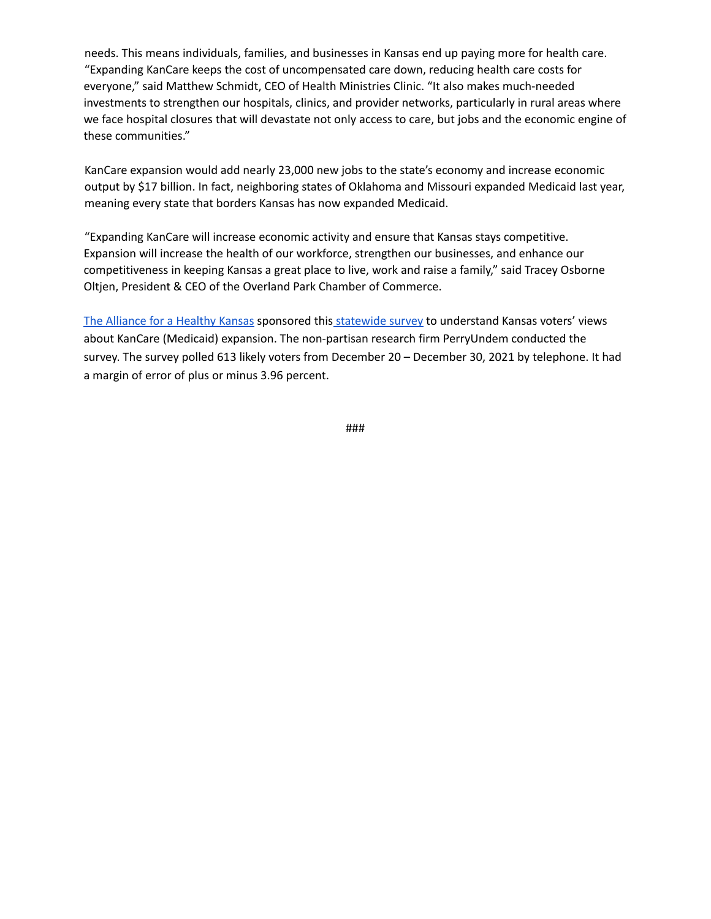needs. This means individuals, families, and businesses in Kansas end up paying more for health care. "Expanding KanCare keeps the cost of uncompensated care down, reducing health care costs for everyone," said Matthew Schmidt, CEO of Health Ministries Clinic. "It also makes much-needed investments to strengthen our hospitals, clinics, and provider networks, particularly in rural areas where we face hospital closures that will devastate not only access to care, but jobs and the economic engine of these communities."

KanCare expansion would add nearly 23,000 new jobs to the state's economy and increase economic output by $17 billion. In fact, neighboring states of Oklahoma and Missouri expanded Medicaid last year, meaning every state that borders Kansas has now expanded Medicaid.

"Expanding KanCare will increase economic activity and ensure that Kansas stays competitive. Expansion will increase the health of our workforce, strengthen our businesses, and enhance our competitiveness in keeping Kansas a great place to live, work and raise a family," said Tracey Osborne Oltjen, President & CEO of the Overland Park Chamber of Commerce.

The Alliance for a Healthy Kansas sponsored this statewide survey to understand Kansas voters' views about KanCare (Medicaid) expansion. The non-partisan research firm PerryUndem conducted the survey. The survey polled 613 likely voters from December 20 – December 30, 2021 by telephone. It had a margin of error of plus or minus 3.96 percent.

###